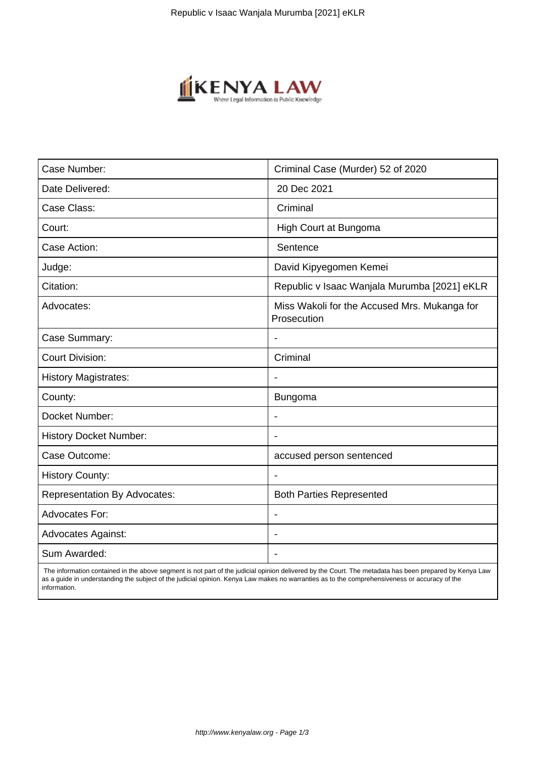| Case Number: | Criminal Case (Murder) 52 of 2020 |
| --- | --- |
| Date Delivered: | 20 Dec 2021 |
| Case Class: | Criminal |
| Court: | High Court at Bungoma |
| Case Action: | Sentence |
| Judge: | David Kipyegomen Kemei |
| Citation: | Republic v Isaac Wanjala Murumba [2021] eKLR |
| Advocates: | Miss Wakoli for the Accused Mrs. Mukanga for Prosecution |
| Case Summary: | - |
| Court Division: | Criminal |
| History Magistrates: | - |
| County: | Bungoma |
| Docket Number: | - |
| History Docket Number: | - |
| Case Outcome: | accused person sentenced |
| History County: | - |
| Representation By Advocates: | Both Parties Represented |
| Advocates For: | - |
| Advocates Against: | - |
| Sum Awarded: | - |

The information contained in the above segment is not part of the judicial opinion delivered by the Court. The metadata has been prepared by Kenya Law as a guide in understanding the subject of the judicial opinion. Kenya Law makes no warranties as to the comprehensiveness or accuracy of the information.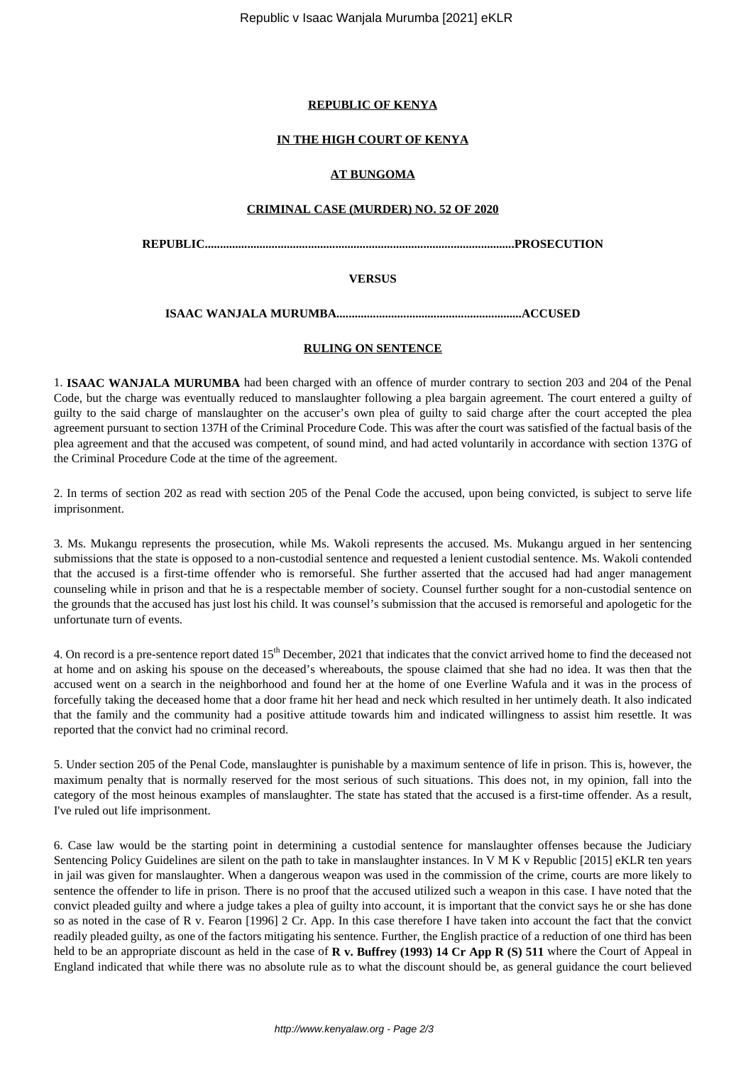**REPUBLIC OF KENYA**

**IN THE HIGH COURT OF KENYA**

**AT BUNGOMA**

**CRIMINAL CASE (MURDER) NO. 52 OF 2020**

**REPUBLIC.....................................................................................................PROSECUTION**

**VERSUS**

**ISAAC WANJALA MURUMBA............................................................ACCUSED**

**RULING ON SENTENCE**

1. **ISAAC WANJALA MURUMBA** had been charged with an offence of murder contrary to section 203 and 204 of the Penal Code, but the charge was eventually reduced to manslaughter following a plea bargain agreement. The court entered a guilty of guilty to the said charge of manslaughter on the accuser's own plea of guilty to said charge after the court accepted the plea agreement pursuant to section 137H of the Criminal Procedure Code. This was after the court was satisfied of the factual basis of the plea agreement and that the accused was competent, of sound mind, and had acted voluntarily in accordance with section 137G of the Criminal Procedure Code at the time of the agreement.

2. In terms of section 202 as read with section 205 of the Penal Code the accused, upon being convicted, is subject to serve life imprisonment.

3. Ms. Mukangu represents the prosecution, while Ms. Wakoli represents the accused. Ms. Mukangu argued in her sentencing submissions that the state is opposed to a non-custodial sentence and requested a lenient custodial sentence. Ms. Wakoli contended that the accused is a first-time offender who is remorseful. She further asserted that the accused had had anger management counseling while in prison and that he is a respectable member of society. Counsel further sought for a non-custodial sentence on the grounds that the accused has just lost his child. It was counsel's submission that the accused is remorseful and apologetic for the unfortunate turn of events.

4. On record is a pre-sentence report dated 15th December, 2021 that indicates that the convict arrived home to find the deceased not at home and on asking his spouse on the deceased's whereabouts, the spouse claimed that she had no idea. It was then that the accused went on a search in the neighborhood and found her at the home of one Everline Wafula and it was in the process of forcefully taking the deceased home that a door frame hit her head and neck which resulted in her untimely death. It also indicated that the family and the community had a positive attitude towards him and indicated willingness to assist him resettle. It was reported that the convict had no criminal record.

5. Under section 205 of the Penal Code, manslaughter is punishable by a maximum sentence of life in prison. This is, however, the maximum penalty that is normally reserved for the most serious of such situations. This does not, in my opinion, fall into the category of the most heinous examples of manslaughter. The state has stated that the accused is a first-time offender. As a result, I've ruled out life imprisonment.

6. Case law would be the starting point in determining a custodial sentence for manslaughter offenses because the Judiciary Sentencing Policy Guidelines are silent on the path to take in manslaughter instances. In V M K v Republic [2015] eKLR ten years in jail was given for manslaughter. When a dangerous weapon was used in the commission of the crime, courts are more likely to sentence the offender to life in prison. There is no proof that the accused utilized such a weapon in this case. I have noted that the convict pleaded guilty and where a judge takes a plea of guilty into account, it is important that the convict says he or she has done so as noted in the case of R v. Fearon [1996] 2 Cr. App. In this case therefore I have taken into account the fact that the convict readily pleaded guilty, as one of the factors mitigating his sentence. Further, the English practice of a reduction of one third has been held to be an appropriate discount as held in the case of **R v. Buffrey (1993) 14 Cr App R (S) 511** where the Court of Appeal in England indicated that while there was no absolute rule as to what the discount should be, as general guidance the court believed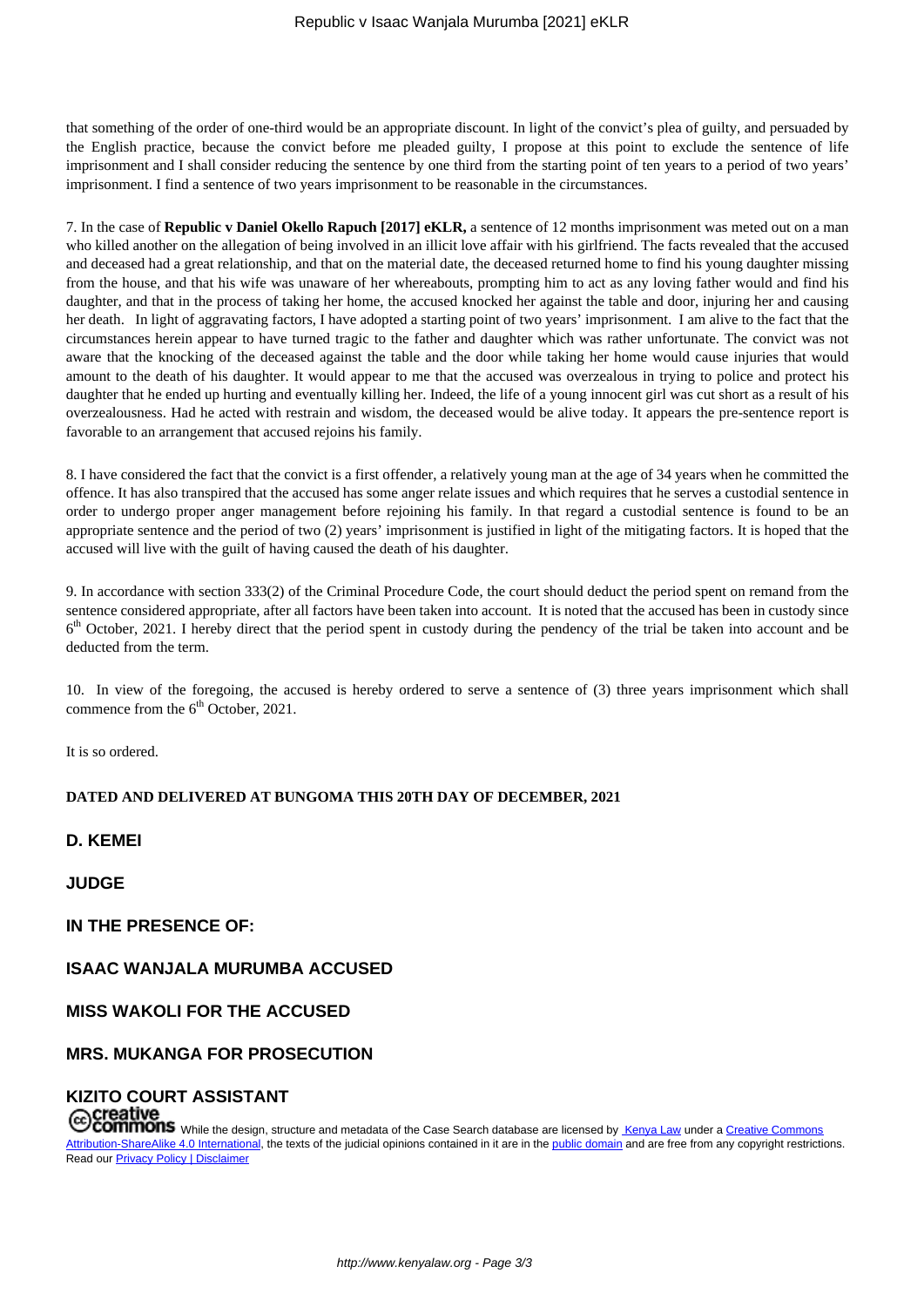that something of the order of one-third would be an appropriate discount. In light of the convict's plea of guilty, and persuaded by the English practice, because the convict before me pleaded guilty, I propose at this point to exclude the sentence of life imprisonment and I shall consider reducing the sentence by one third from the starting point of ten years to a period of two years' imprisonment. I find a sentence of two years imprisonment to be reasonable in the circumstances.

7. In the case of **Republic v Daniel Okello Rapuch [2017] eKLR,** a sentence of 12 months imprisonment was meted out on a man who killed another on the allegation of being involved in an illicit love affair with his girlfriend. The facts revealed that the accused and deceased had a great relationship, and that on the material date, the deceased returned home to find his young daughter missing from the house, and that his wife was unaware of her whereabouts, prompting him to act as any loving father would and find his daughter, and that in the process of taking her home, the accused knocked her against the table and door, injuring her and causing her death. In light of aggravating factors, I have adopted a starting point of two years' imprisonment. I am alive to the fact that the circumstances herein appear to have turned tragic to the father and daughter which was rather unfortunate. The convict was not aware that the knocking of the deceased against the table and the door while taking her home would cause injuries that would amount to the death of his daughter. It would appear to me that the accused was overzealous in trying to police and protect his daughter that he ended up hurting and eventually killing her. Indeed, the life of a young innocent girl was cut short as a result of his overzealousness. Had he acted with restrain and wisdom, the deceased would be alive today. It appears the pre-sentence report is favorable to an arrangement that accused rejoins his family.

8. I have considered the fact that the convict is a first offender, a relatively young man at the age of 34 years when he committed the offence. It has also transpired that the accused has some anger relate issues and which requires that he serves a custodial sentence in order to undergo proper anger management before rejoining his family. In that regard a custodial sentence is found to be an appropriate sentence and the period of two (2) years' imprisonment is justified in light of the mitigating factors. It is hoped that the accused will live with the guilt of having caused the death of his daughter.

9. In accordance with section 333(2) of the Criminal Procedure Code, the court should deduct the period spent on remand from the sentence considered appropriate, after all factors have been taken into account. It is noted that the accused has been in custody since 6th October, 2021. I hereby direct that the period spent in custody during the pendency of the trial be taken into account and be deducted from the term.

10. In view of the foregoing, the accused is hereby ordered to serve a sentence of (3) three years imprisonment which shall commence from the 6th October, 2021.

It is so ordered.

**DATED AND DELIVERED AT BUNGOMA THIS 20TH DAY OF DECEMBER, 2021**

**D. KEMEI**

**JUDGE**

**IN THE PRESENCE OF:**

**ISAAC WANJALA MURUMBA ACCUSED**

**MISS WAKOLI FOR THE ACCUSED**

**MRS. MUKANGA FOR PROSECUTION**

**KIZITO COURT ASSISTANT**

While the design, structure and metadata of the Case Search database are licensed by Kenya Law under a Creative Commons Attribution-ShareAlike 4.0 International, the texts of the judicial opinions contained in it are in the public domain and are free from any copyright restrictions. Read our Privacy Policy | Disclaimer